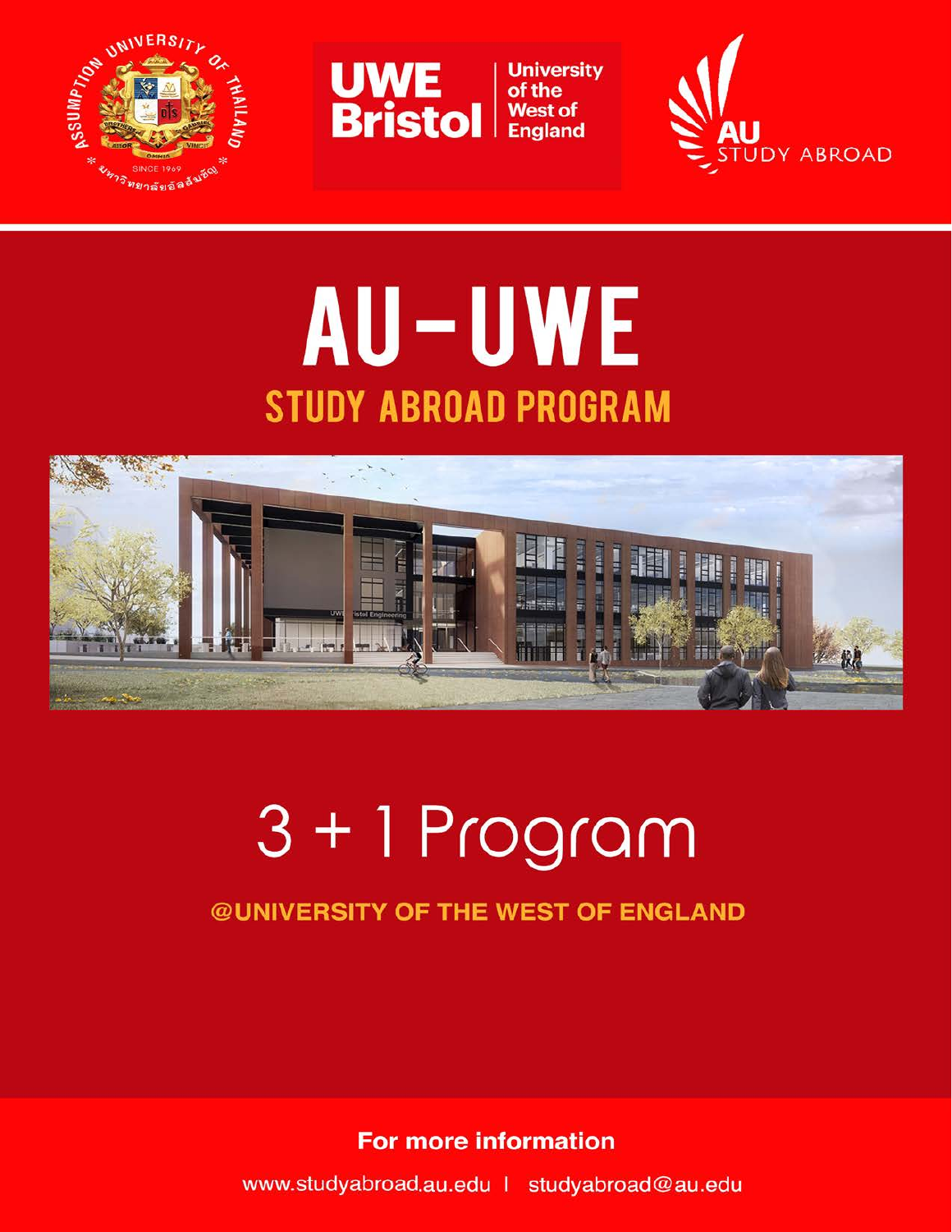# AU-UWE

## STUDY ABROAD PROGRAM

# 3 + 1 Program

**@UNIVERSITY OF THE WEST OF ENGLAND**

**For more information**

www.studyabroad.au.edu | studyabroad@au.edu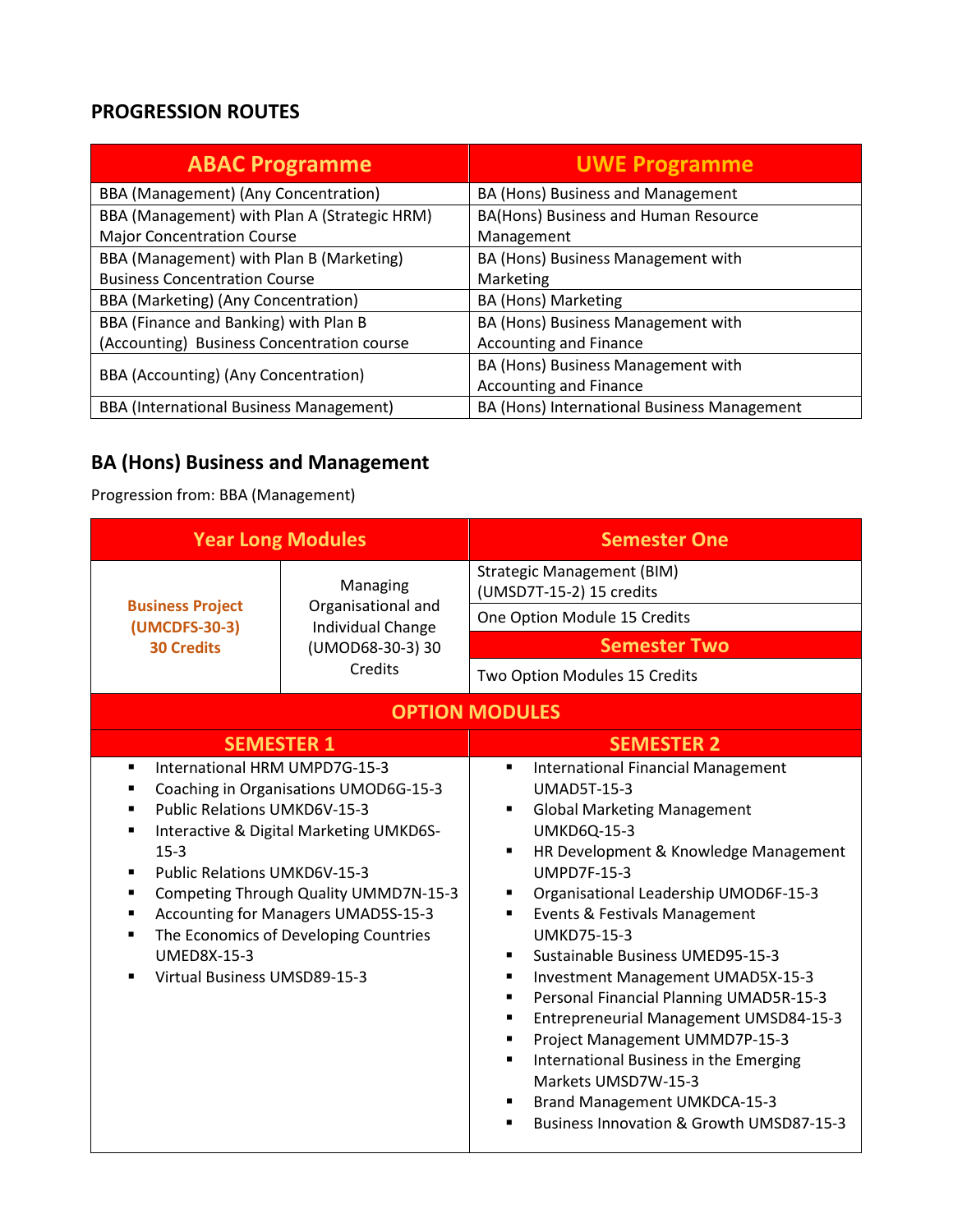## PROGRESSION ROUTES

| ABAC Programme | UWE Programme |
|---|---|
| BBA (Management) (Any Concentration) | BA (Hons) Business and Management |
| BBA (Management) with Plan A (Strategic HRM) Major Concentration Course | BA(Hons) Business and Human Resource Management |
| BBA (Management) with Plan B (Marketing) Business Concentration Course | BA (Hons) Business Management with Marketing |
| BBA (Marketing) (Any Concentration) | BA (Hons) Marketing |
| BBA (Finance and Banking) with Plan B (Accounting) Business Concentration course | BA (Hons) Business Management with Accounting and Finance |
| BBA (Accounting) (Any Concentration) | BA (Hons) Business Management with Accounting and Finance |
| BBA (International Business Management) | BA (Hons) International Business Management |

## BA (Hons) Business and Management

Progression from: BBA (Management)

| Year Long Modules | | Semester One |
|---|---|---|
| **Business Project (UMCDFS-30-3) 30 Credits** | Managing Organisational and Individual Change (UMOD68-30-3) 30 Credits | Strategic Management (BIM) (UMSD7T-15-2) 15 credits |
| | | One Option Module 15 Credits |
| | | **Semester Two** |
| | | Two Option Modules 15 Credits |

### OPTION MODULES

| SEMESTER 1 | SEMESTER 2 |
|---|---|
| ▪ International HRM UMPD7G-15-3<br>▪ Coaching in Organisations UMOD6G-15-3<br>▪ Public Relations UMKD6V-15-3<br>▪ Interactive & Digital Marketing UMKD6S-15-3<br>▪ Public Relations UMKD6V-15-3<br>▪ Competing Through Quality UMMD7N-15-3<br>▪ Accounting for Managers UMAD5S-15-3<br>▪ The Economics of Developing Countries UMED8X-15-3<br>▪ Virtual Business UMSD89-15-3 | ▪ International Financial Management UMAD5T-15-3<br>▪ Global Marketing Management UMKD6Q-15-3<br>▪ HR Development & Knowledge Management UMPD7F-15-3<br>▪ Organisational Leadership UMOD6F-15-3<br>▪ Events & Festivals Management UMKD75-15-3<br>▪ Sustainable Business UMED95-15-3<br>▪ Investment Management UMAD5X-15-3<br>▪ Personal Financial Planning UMAD5R-15-3<br>▪ Entrepreneurial Management UMSD84-15-3<br>▪ Project Management UMMD7P-15-3<br>▪ International Business in the Emerging Markets UMSD7W-15-3<br>▪ Brand Management UMKDCA-15-3<br>▪ Business Innovation & Growth UMSD87-15-3 |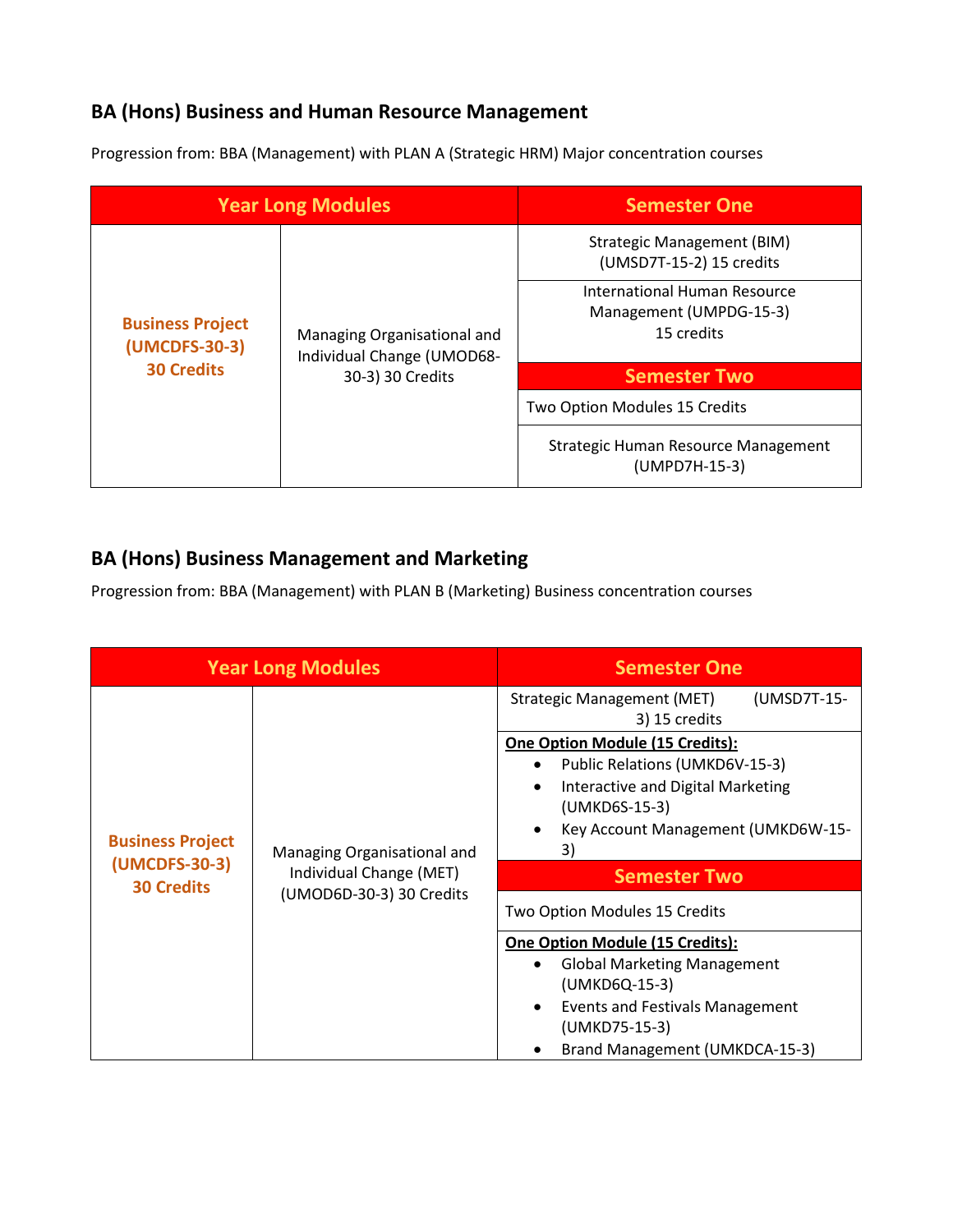### BA (Hons) Business and Human Resource Management

Progression from: BBA (Management) with PLAN A (Strategic HRM) Major concentration courses

| Year Long Modules | | Semester One |
|---|---|---|
| **Business Project (UMCDFS-30-3) 30 Credits** | Managing Organisational and Individual Change (UMOD68-30-3) 30 Credits | Strategic Management (BIM) (UMSD7T-15-2) 15 credits |
| | | International Human Resource Management (UMPDG-15-3) 15 credits |
| | | **Semester Two** |
| | | Two Option Modules 15 Credits |
| | | Strategic Human Resource Management (UMPD7H-15-3) |

### BA (Hons) Business Management and Marketing

Progression from: BBA (Management) with PLAN B (Marketing) Business concentration courses

| Year Long Modules | | Semester One |
|---|---|---|
| **Business Project (UMCDFS-30-3) 30 Credits** | Managing Organisational and Individual Change (MET) (UMOD6D-30-3) 30 Credits | Strategic Management (MET) (UMSD7T-15-3) 15 credits |
| | | **One Option Module (15 Credits):** <br>• Public Relations (UMKD6V-15-3)<br>• Interactive and Digital Marketing (UMKD6S-15-3)<br>• Key Account Management (UMKD6W-15-3) |
| | | **Semester Two** |
| | | Two Option Modules 15 Credits |
| | | **One Option Module (15 Credits):** <br>• Global Marketing Management (UMKD6Q-15-3)<br>• Events and Festivals Management (UMKD75-15-3)<br>• Brand Management (UMKDCA-15-3) |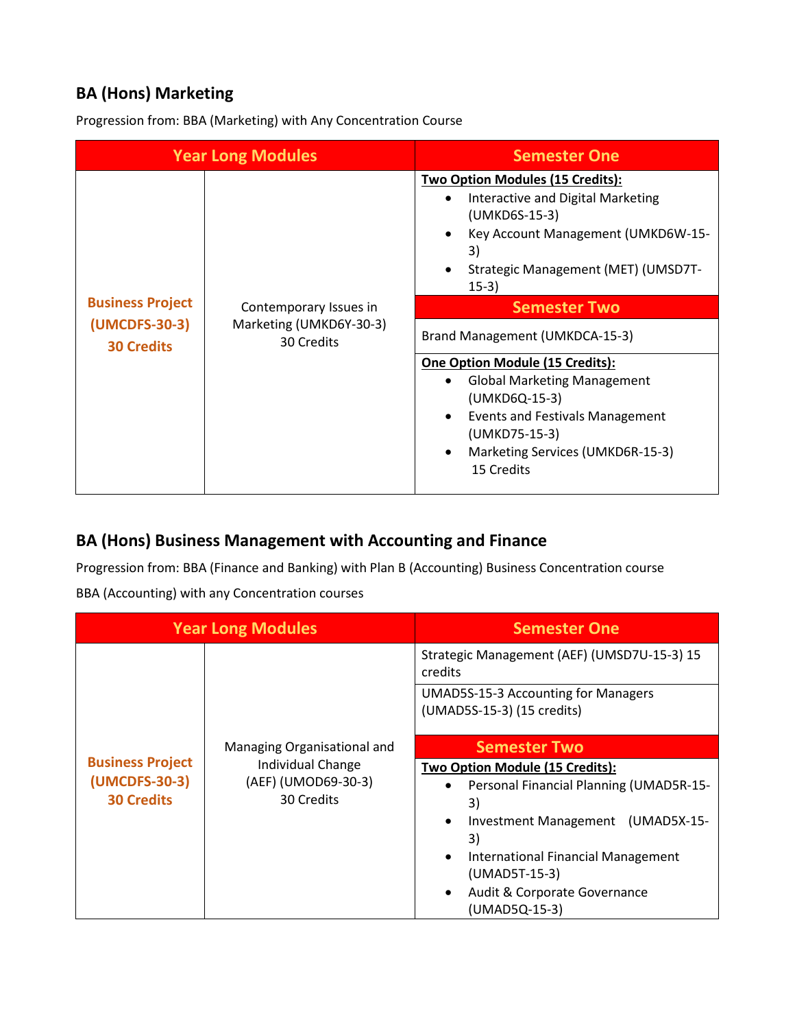## BA (Hons) Marketing

Progression from: BBA (Marketing) with Any Concentration Course

| Year Long Modules | | Semester One |
|---|---|---|
| **Business Project (UMCDFS-30-3) 30 Credits** | Contemporary Issues in Marketing (UMKD6Y-30-3) 30 Credits | **Two Option Modules (15 Credits):** <br>• Interactive and Digital Marketing (UMKD6S-15-3)<br>• Key Account Management (UMKD6W-15-3)<br>• Strategic Management (MET) (UMSD7T-15-3) |
| | | **Semester Two** |
| | | Brand Management (UMKDCA-15-3) |
| | | **One Option Module (15 Credits):** <br>• Global Marketing Management (UMKD6Q-15-3)<br>• Events and Festivals Management (UMKD75-15-3)<br>• Marketing Services (UMKD6R-15-3) 15 Credits |

## BA (Hons) Business Management with Accounting and Finance

Progression from: BBA (Finance and Banking) with Plan B (Accounting) Business Concentration course

BBA (Accounting) with any Concentration courses

| Year Long Modules | | Semester One |
|---|---|---|
| **Business Project (UMCDFS-30-3) 30 Credits** | Managing Organisational and Individual Change (AEF) (UMOD69-30-3) 30 Credits | Strategic Management (AEF) (UMSD7U-15-3) 15 credits |
| | | UMAD5S-15-3 Accounting for Managers (UMAD5S-15-3) (15 credits) |
| | | **Semester Two** |
| | | **Two Option Module (15 Credits):** <br>• Personal Financial Planning (UMAD5R-15-3)<br>• Investment Management (UMAD5X-15-3)<br>• International Financial Management (UMAD5T-15-3)<br>• Audit & Corporate Governance (UMAD5Q-15-3) |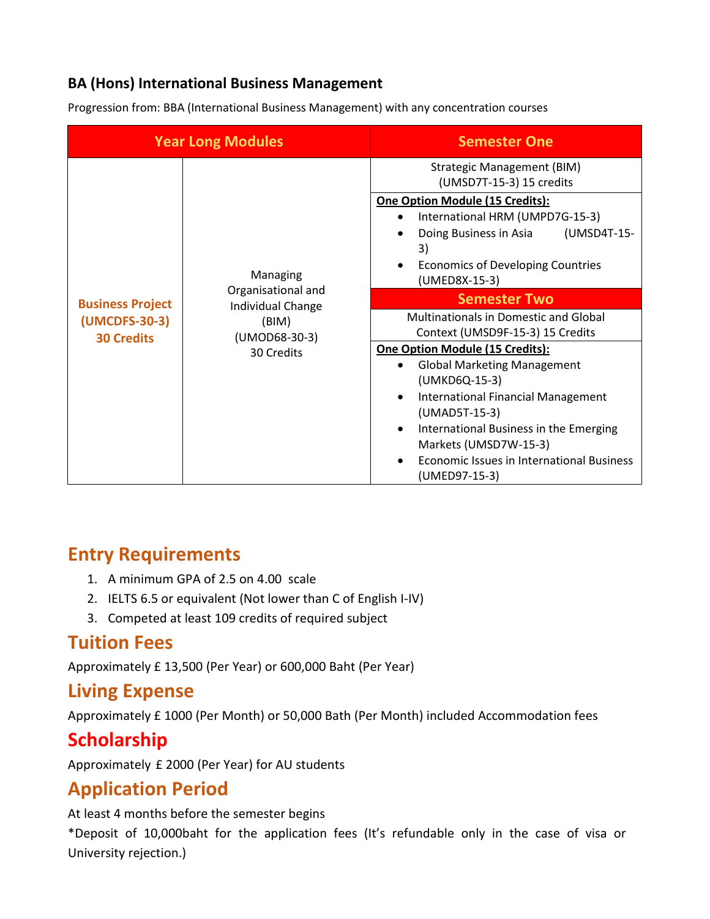### BA (Hons) International Business Management

Progression from: BBA (International Business Management) with any concentration courses

| Year Long Modules | | Semester One |
|---|---|---|
| **Business Project (UMCDFS-30-3) 30 Credits** | Managing Organisational and Individual Change (BIM) (UMOD68-30-3) 30 Credits | Strategic Management (BIM) (UMSD7T-15-3) 15 credits |
| | | **One Option Module (15 Credits):** • International HRM (UMPD7G-15-3) • Doing Business in Asia (UMSD4T-15-3) • Economics of Developing Countries (UMED8X-15-3) |
| | | **Semester Two** |
| | | Multinationals in Domestic and Global Context (UMSD9F-15-3) 15 Credits |
| | | **One Option Module (15 Credits):** • Global Marketing Management (UMKD6Q-15-3) • International Financial Management (UMAD5T-15-3) • International Business in the Emerging Markets (UMSD7W-15-3) • Economic Issues in International Business (UMED97-15-3) |

## Entry Requirements

1. A minimum GPA of 2.5 on 4.00 scale
2. IELTS 6.5 or equivalent (Not lower than C of English I-IV)
3. Competed at least 109 credits of required subject

## Tuition Fees

Approximately £ 13,500 (Per Year) or 600,000 Baht (Per Year)

## Living Expense

Approximately £ 1000 (Per Month) or 50,000 Bath (Per Month) included Accommodation fees

## Scholarship

Approximately £ 2000 (Per Year) for AU students

## Application Period

At least 4 months before the semester begins

*Deposit of 10,000baht for the application fees (It's refundable only in the case of visa or University rejection.)